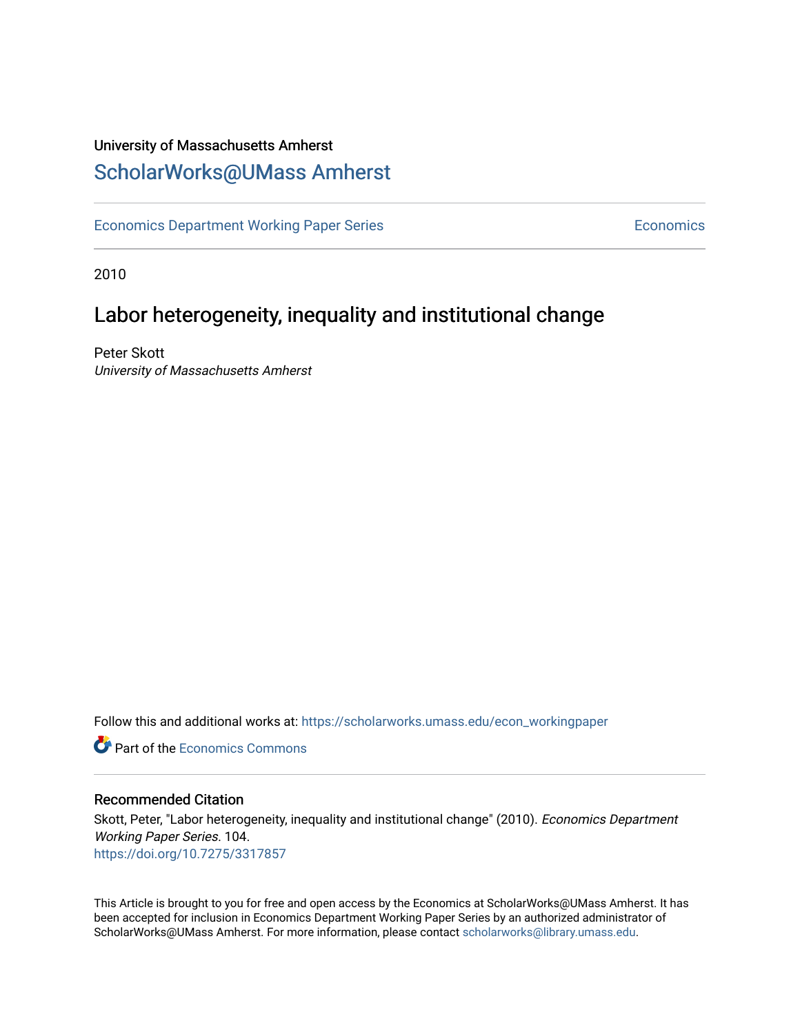University of Massachusetts Amherst

# ScholarWorks@UMass Amherst

Economics Department Working Paper Series | Economics

2010

## Labor heterogeneity, inequality and institutional change

Peter Skott

*University of Massachusetts Amherst*

Follow this and additional works at: https://scholarworks.umass.edu/econ_workingpaper

Part of the Economics Commons

### Recommended Citation

Skott, Peter, "Labor heterogeneity, inequality and institutional change" (2010). *Economics Department Working Paper Series*. 104.
https://doi.org/10.7275/3317857

This Article is brought to you for free and open access by the Economics at ScholarWorks@UMass Amherst. It has been accepted for inclusion in Economics Department Working Paper Series by an authorized administrator of ScholarWorks@UMass Amherst. For more information, please contact scholarworks@library.umass.edu.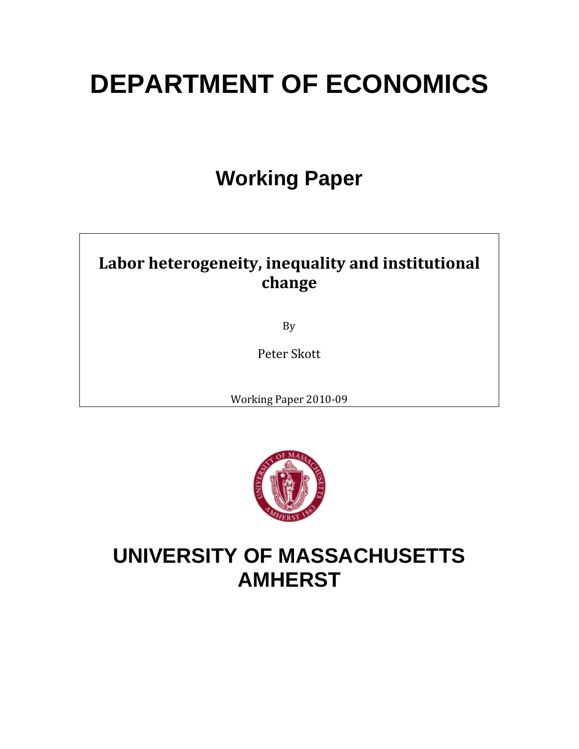# DEPARTMENT OF ECONOMICS

## Working Paper

**Labor heterogeneity, inequality and institutional change**

By

Peter Skott

Working Paper 2010-09

# UNIVERSITY OF MASSACHUSETTS AMHERST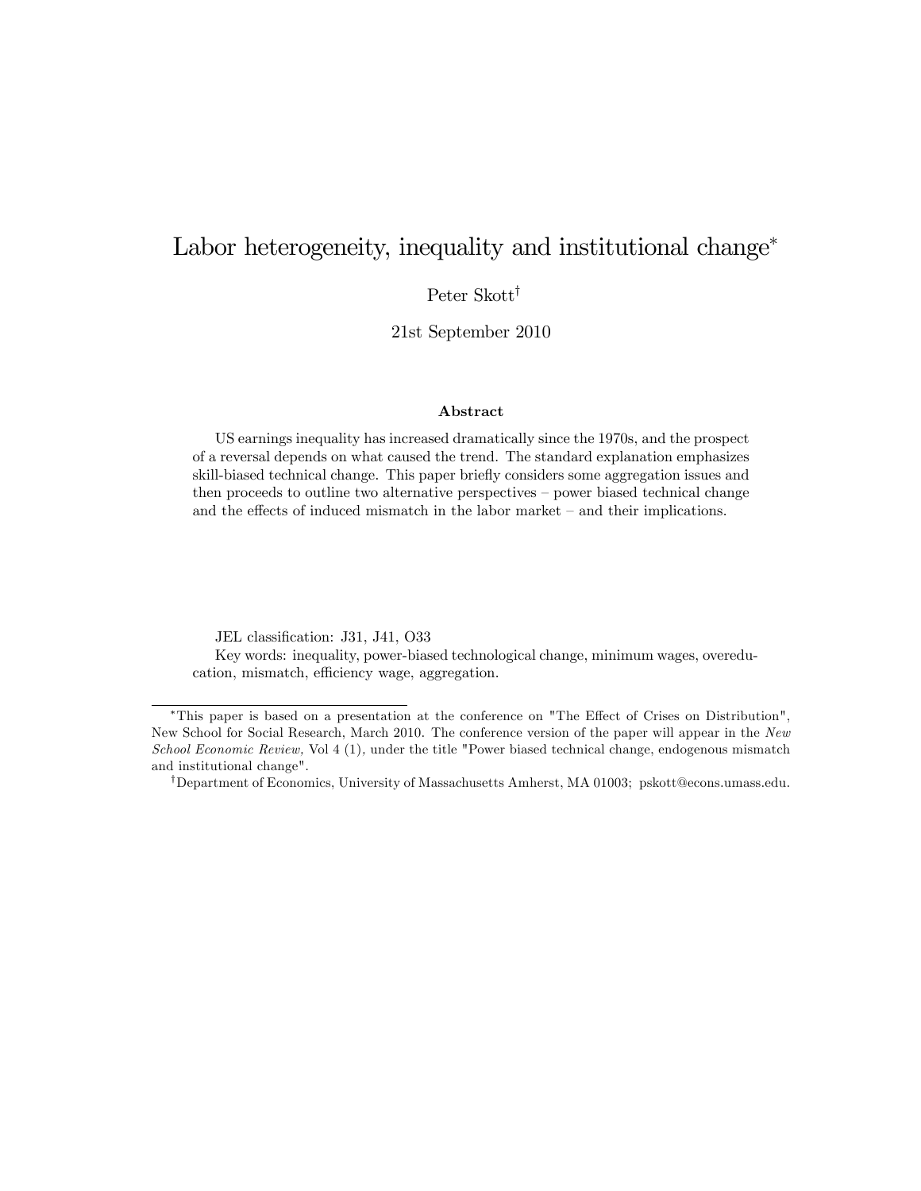# Labor heterogeneity, inequality and institutional change[*]

Peter Skott[†]

21st September 2010

### Abstract

US earnings inequality has increased dramatically since the 1970s, and the prospect of a reversal depends on what caused the trend. The standard explanation emphasizes skill-biased technical change. This paper briefly considers some aggregation issues and then proceeds to outline two alternative perspectives – power biased technical change and the effects of induced mismatch in the labor market – and their implications.

JEL classification: J31, J41, O33

Key words: inequality, power-biased technological change, minimum wages, overeducation, mismatch, efficiency wage, aggregation.

---

[*] This paper is based on a presentation at the conference on "The Effect of Crises on Distribution", New School for Social Research, March 2010. The conference version of the paper will appear in the *New School Economic Review,* Vol 4 (1), under the title "Power biased technical change, endogenous mismatch and institutional change".

[†] Department of Economics, University of Massachusetts Amherst, MA 01003; pskott@econs.umass.edu.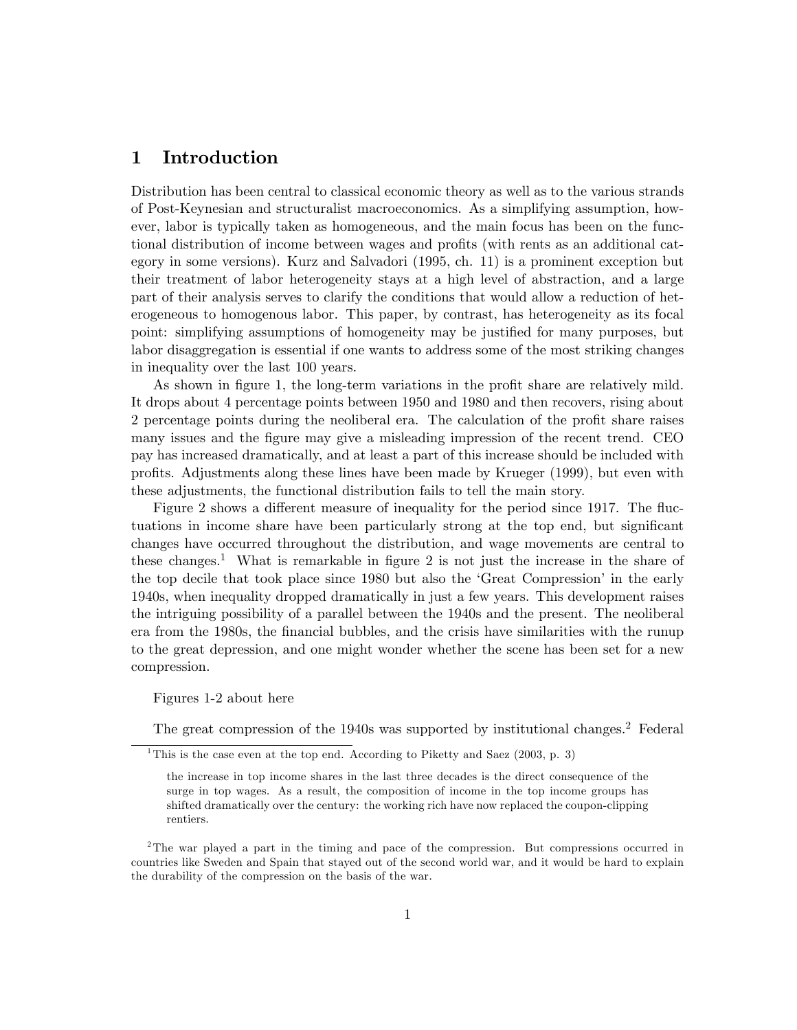# 1 Introduction

Distribution has been central to classical economic theory as well as to the various strands of Post-Keynesian and structuralist macroeconomics. As a simplifying assumption, however, labor is typically taken as homogeneous, and the main focus has been on the functional distribution of income between wages and profits (with rents as an additional category in some versions). Kurz and Salvadori (1995, ch. 11) is a prominent exception but their treatment of labor heterogeneity stays at a high level of abstraction, and a large part of their analysis serves to clarify the conditions that would allow a reduction of heterogeneous to homogenous labor. This paper, by contrast, has heterogeneity as its focal point: simplifying assumptions of homogeneity may be justified for many purposes, but labor disaggregation is essential if one wants to address some of the most striking changes in inequality over the last 100 years.

As shown in figure 1, the long-term variations in the profit share are relatively mild. It drops about 4 percentage points between 1950 and 1980 and then recovers, rising about 2 percentage points during the neoliberal era. The calculation of the profit share raises many issues and the figure may give a misleading impression of the recent trend. CEO pay has increased dramatically, and at least a part of this increase should be included with profits. Adjustments along these lines have been made by Krueger (1999), but even with these adjustments, the functional distribution fails to tell the main story.

Figure 2 shows a different measure of inequality for the period since 1917. The fluctuations in income share have been particularly strong at the top end, but significant changes have occurred throughout the distribution, and wage movements are central to these changes.[1] What is remarkable in figure 2 is not just the increase in the share of the top decile that took place since 1980 but also the 'Great Compression' in the early 1940s, when inequality dropped dramatically in just a few years. This development raises the intriguing possibility of a parallel between the 1940s and the present. The neoliberal era from the 1980s, the financial bubbles, and the crisis have similarities with the runup to the great depression, and one might wonder whether the scene has been set for a new compression.

Figures 1-2 about here

The great compression of the 1940s was supported by institutional changes.[2] Federal

---

[1] This is the case even at the top end. According to Piketty and Saez (2003, p. 3)

> the increase in top income shares in the last three decades is the direct consequence of the surge in top wages. As a result, the composition of income in the top income groups has shifted dramatically over the century: the working rich have now replaced the coupon-clipping rentiers.

[2] The war played a part in the timing and pace of the compression. But compressions occurred in countries like Sweden and Spain that stayed out of the second world war, and it would be hard to explain the durability of the compression on the basis of the war.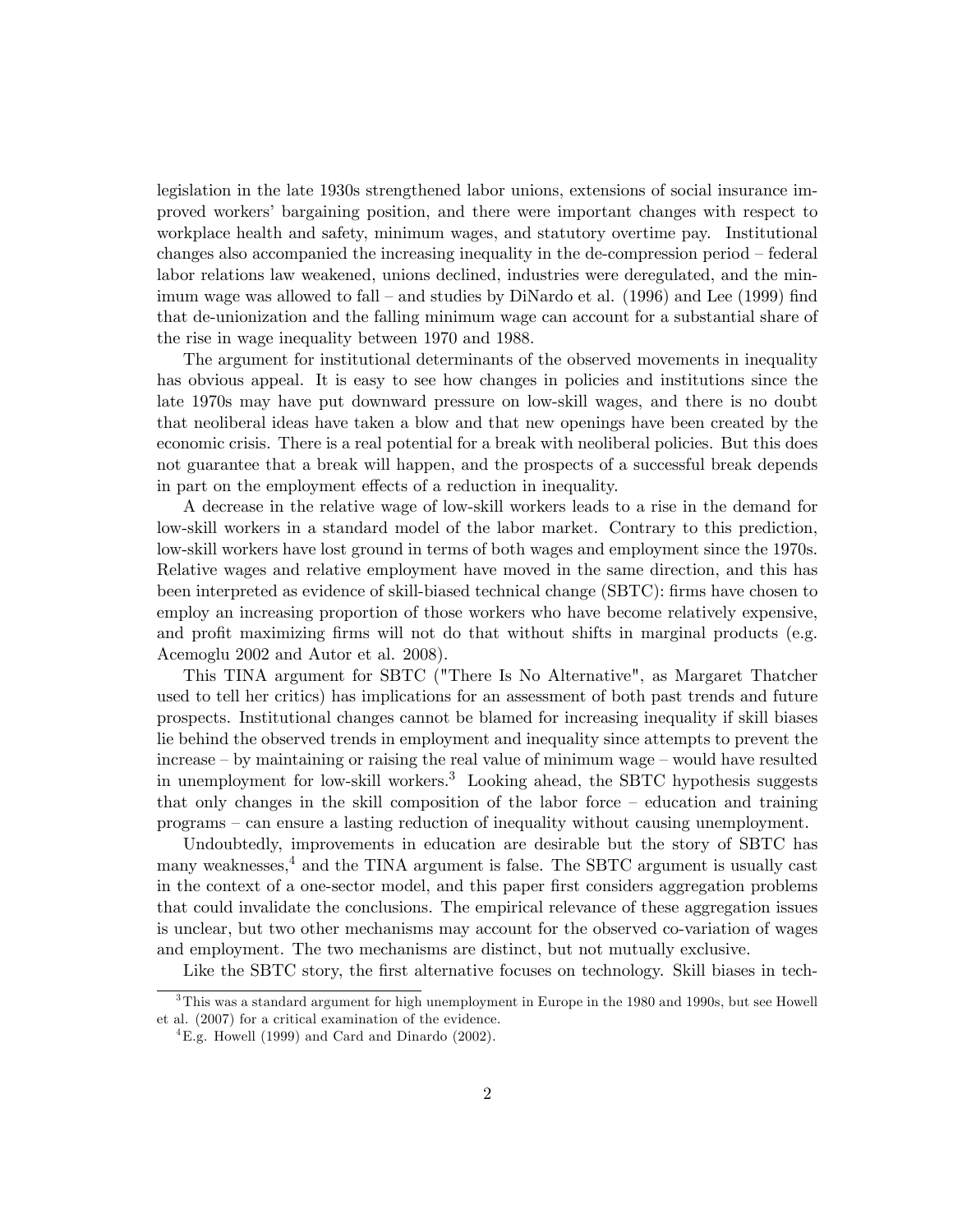legislation in the late 1930s strengthened labor unions, extensions of social insurance improved workers' bargaining position, and there were important changes with respect to workplace health and safety, minimum wages, and statutory overtime pay. Institutional changes also accompanied the increasing inequality in the de-compression period – federal labor relations law weakened, unions declined, industries were deregulated, and the minimum wage was allowed to fall – and studies by DiNardo et al. (1996) and Lee (1999) find that de-unionization and the falling minimum wage can account for a substantial share of the rise in wage inequality between 1970 and 1988.

The argument for institutional determinants of the observed movements in inequality has obvious appeal. It is easy to see how changes in policies and institutions since the late 1970s may have put downward pressure on low-skill wages, and there is no doubt that neoliberal ideas have taken a blow and that new openings have been created by the economic crisis. There is a real potential for a break with neoliberal policies. But this does not guarantee that a break will happen, and the prospects of a successful break depends in part on the employment effects of a reduction in inequality.

A decrease in the relative wage of low-skill workers leads to a rise in the demand for low-skill workers in a standard model of the labor market. Contrary to this prediction, low-skill workers have lost ground in terms of both wages and employment since the 1970s. Relative wages and relative employment have moved in the same direction, and this has been interpreted as evidence of skill-biased technical change (SBTC): firms have chosen to employ an increasing proportion of those workers who have become relatively expensive, and profit maximizing firms will not do that without shifts in marginal products (e.g. Acemoglu 2002 and Autor et al. 2008).

This TINA argument for SBTC ("There Is No Alternative", as Margaret Thatcher used to tell her critics) has implications for an assessment of both past trends and future prospects. Institutional changes cannot be blamed for increasing inequality if skill biases lie behind the observed trends in employment and inequality since attempts to prevent the increase – by maintaining or raising the real value of minimum wage – would have resulted in unemployment for low-skill workers.[3] Looking ahead, the SBTC hypothesis suggests that only changes in the skill composition of the labor force – education and training programs – can ensure a lasting reduction of inequality without causing unemployment.

Undoubtedly, improvements in education are desirable but the story of SBTC has many weaknesses,[4] and the TINA argument is false. The SBTC argument is usually cast in the context of a one-sector model, and this paper first considers aggregation problems that could invalidate the conclusions. The empirical relevance of these aggregation issues is unclear, but two other mechanisms may account for the observed co-variation of wages and employment. The two mechanisms are distinct, but not mutually exclusive.

Like the SBTC story, the first alternative focuses on technology. Skill biases in tech-

[3] This was a standard argument for high unemployment in Europe in the 1980 and 1990s, but see Howell et al. (2007) for a critical examination of the evidence.

[4] E.g. Howell (1999) and Card and Dinardo (2002).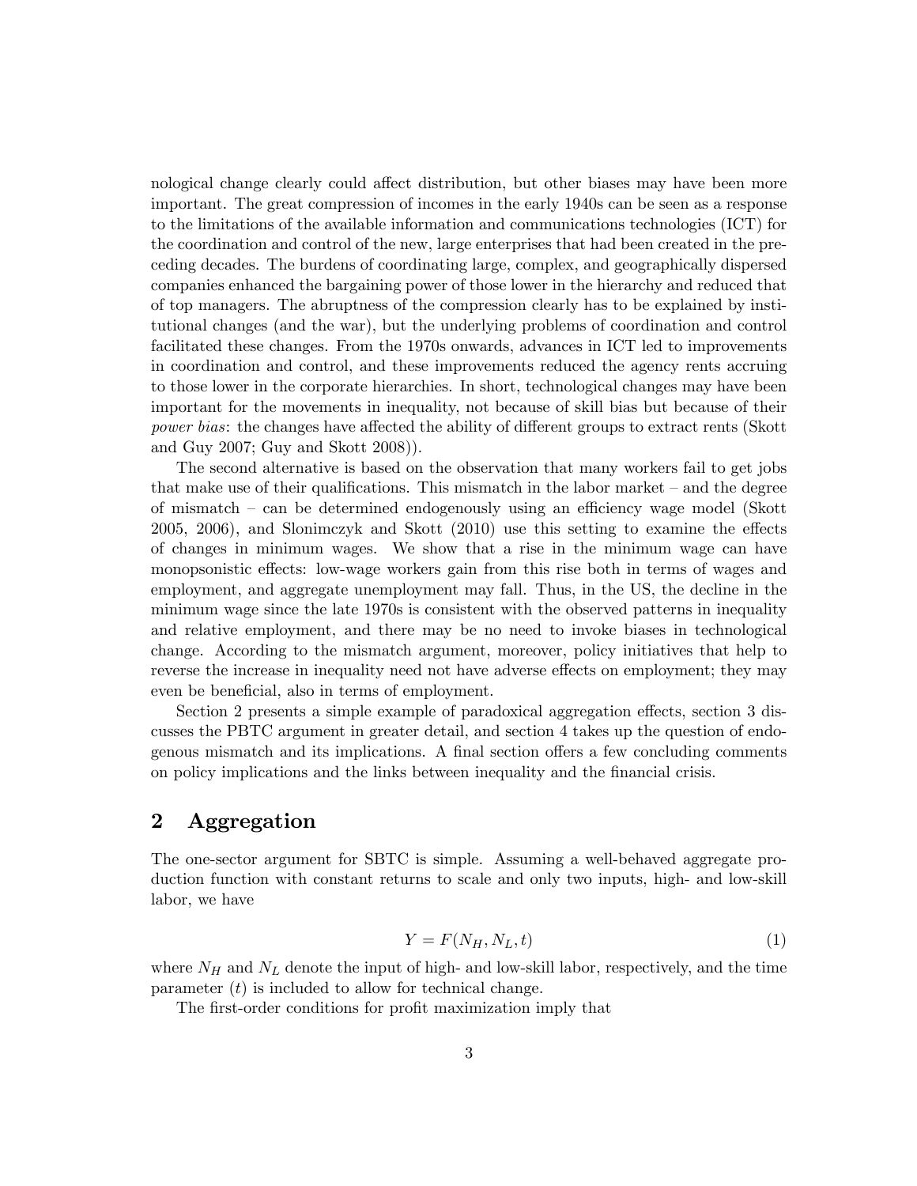nological change clearly could affect distribution, but other biases may have been more important. The great compression of incomes in the early 1940s can be seen as a response to the limitations of the available information and communications technologies (ICT) for the coordination and control of the new, large enterprises that had been created in the preceding decades. The burdens of coordinating large, complex, and geographically dispersed companies enhanced the bargaining power of those lower in the hierarchy and reduced that of top managers. The abruptness of the compression clearly has to be explained by institutional changes (and the war), but the underlying problems of coordination and control facilitated these changes. From the 1970s onwards, advances in ICT led to improvements in coordination and control, and these improvements reduced the agency rents accruing to those lower in the corporate hierarchies. In short, technological changes may have been important for the movements in inequality, not because of skill bias but because of their *power bias*: the changes have affected the ability of different groups to extract rents (Skott and Guy 2007; Guy and Skott 2008)).

The second alternative is based on the observation that many workers fail to get jobs that make use of their qualifications. This mismatch in the labor market – and the degree of mismatch – can be determined endogenously using an efficiency wage model (Skott 2005, 2006), and Slonimczyk and Skott (2010) use this setting to examine the effects of changes in minimum wages. We show that a rise in the minimum wage can have monopsonistic effects: low-wage workers gain from this rise both in terms of wages and employment, and aggregate unemployment may fall. Thus, in the US, the decline in the minimum wage since the late 1970s is consistent with the observed patterns in inequality and relative employment, and there may be no need to invoke biases in technological change. According to the mismatch argument, moreover, policy initiatives that help to reverse the increase in inequality need not have adverse effects on employment; they may even be beneficial, also in terms of employment.

Section 2 presents a simple example of paradoxical aggregation effects, section 3 discusses the PBTC argument in greater detail, and section 4 takes up the question of endogenous mismatch and its implications. A final section offers a few concluding comments on policy implications and the links between inequality and the financial crisis.

## 2 Aggregation

The one-sector argument for SBTC is simple. Assuming a well-behaved aggregate production function with constant returns to scale and only two inputs, high- and low-skill labor, we have

$$Y = F(N_H, N_L, t) \tag{1}$$

where $N_H$ and $N_L$ denote the input of high- and low-skill labor, respectively, and the time parameter ($t$) is included to allow for technical change.

The first-order conditions for profit maximization imply that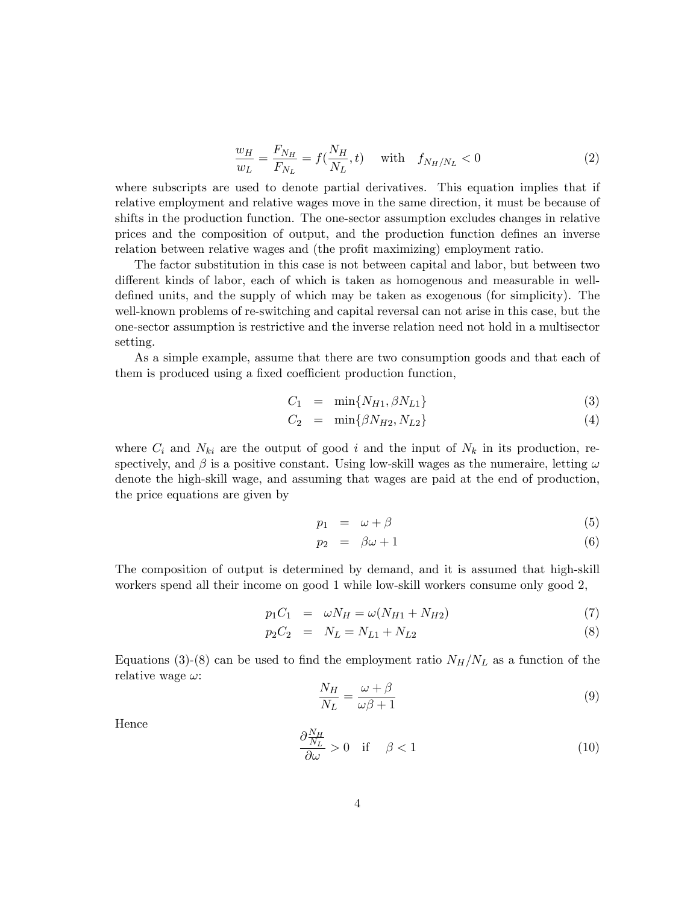$$\frac{w_H}{w_L} = \frac{F_{N_H}}{F_{N_L}} = f(\frac{N_H}{N_L}, t) \quad \text{with} \quad f_{N_H/N_L} < 0 \tag{2}$$

where subscripts are used to denote partial derivatives. This equation implies that if relative employment and relative wages move in the same direction, it must be because of shifts in the production function. The one-sector assumption excludes changes in relative prices and the composition of output, and the production function defines an inverse relation between relative wages and (the profit maximizing) employment ratio.

The factor substitution in this case is not between capital and labor, but between two different kinds of labor, each of which is taken as homogenous and measurable in well-defined units, and the supply of which may be taken as exogenous (for simplicity). The well-known problems of re-switching and capital reversal can not arise in this case, but the one-sector assumption is restrictive and the inverse relation need not hold in a multisector setting.

As a simple example, assume that there are two consumption goods and that each of them is produced using a fixed coefficient production function,

$$C_1 = \min\{N_{H1}, \beta N_{L1}\} \tag{3}$$

$$C_2 = \min\{\beta N_{H2}, N_{L2}\} \tag{4}$$

where $C_i$ and $N_{ki}$ are the output of good $i$ and the input of $N_k$ in its production, respectively, and $\beta$ is a positive constant. Using low-skill wages as the numeraire, letting $\omega$ denote the high-skill wage, and assuming that wages are paid at the end of production, the price equations are given by

$$p_1 = \omega + \beta \tag{5}$$

$$p_2 = \beta\omega + 1 \tag{6}$$

The composition of output is determined by demand, and it is assumed that high-skill workers spend all their income on good 1 while low-skill workers consume only good 2,

$$p_1 C_1 = \omega N_H = \omega(N_{H1} + N_{H2}) \tag{7}$$

$$p_2 C_2 = N_L = N_{L1} + N_{L2} \tag{8}$$

Equations (3)-(8) can be used to find the employment ratio $N_H/N_L$ as a function of the relative wage $\omega$:

$$\frac{N_H}{N_L} = \frac{\omega + \beta}{\omega\beta + 1} \tag{9}$$

Hence

$$\frac{\partial \frac{N_H}{N_L}}{\partial \omega} > 0 \quad \text{if} \quad \beta < 1 \tag{10}$$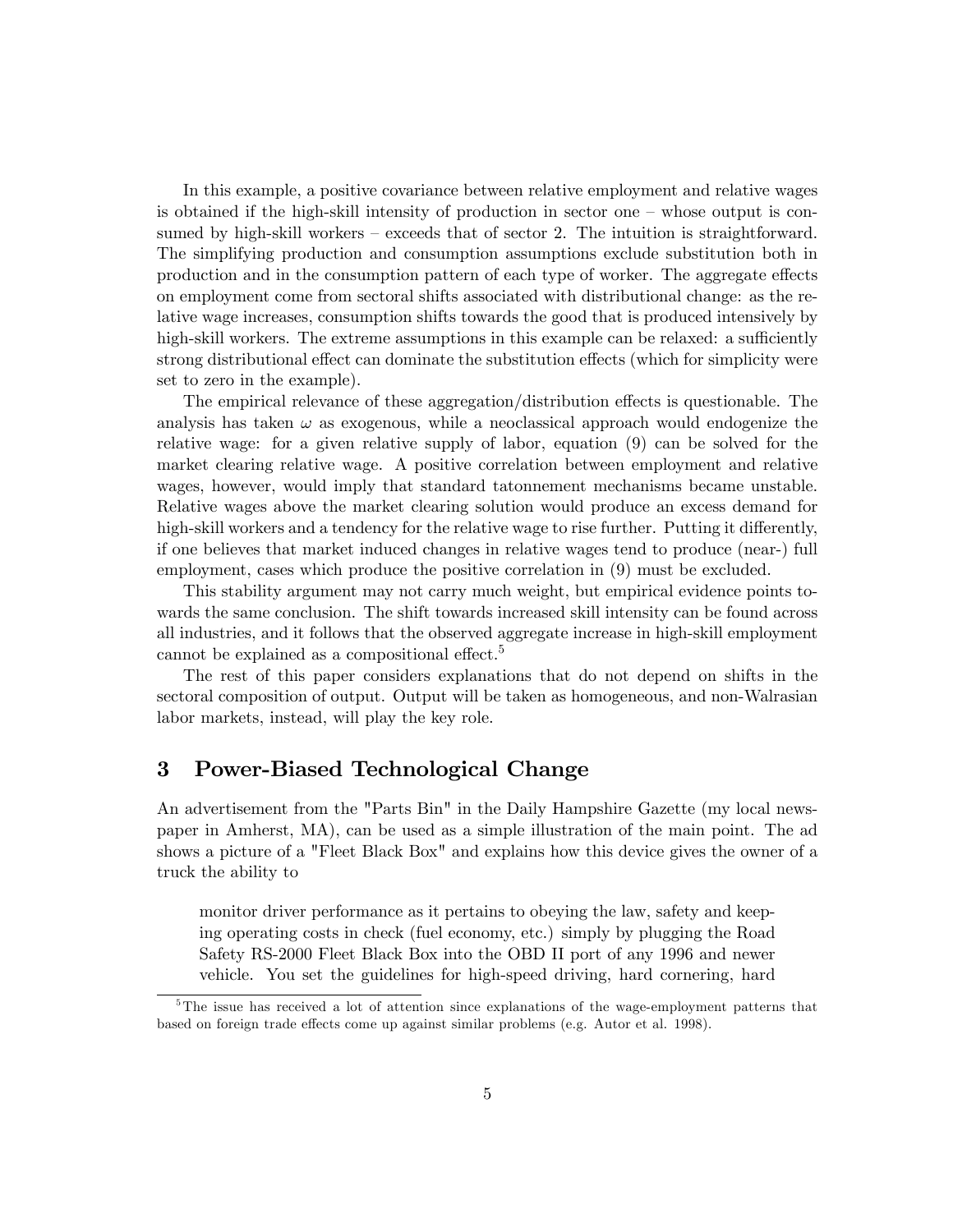In this example, a positive covariance between relative employment and relative wages is obtained if the high-skill intensity of production in sector one – whose output is consumed by high-skill workers – exceeds that of sector 2. The intuition is straightforward. The simplifying production and consumption assumptions exclude substitution both in production and in the consumption pattern of each type of worker. The aggregate effects on employment come from sectoral shifts associated with distributional change: as the relative wage increases, consumption shifts towards the good that is produced intensively by high-skill workers. The extreme assumptions in this example can be relaxed: a sufficiently strong distributional effect can dominate the substitution effects (which for simplicity were set to zero in the example).

The empirical relevance of these aggregation/distribution effects is questionable. The analysis has taken $\omega$ as exogenous, while a neoclassical approach would endogenize the relative wage: for a given relative supply of labor, equation (9) can be solved for the market clearing relative wage. A positive correlation between employment and relative wages, however, would imply that standard tatonnement mechanisms became unstable. Relative wages above the market clearing solution would produce an excess demand for high-skill workers and a tendency for the relative wage to rise further. Putting it differently, if one believes that market induced changes in relative wages tend to produce (near-) full employment, cases which produce the positive correlation in (9) must be excluded.

This stability argument may not carry much weight, but empirical evidence points towards the same conclusion. The shift towards increased skill intensity can be found across all industries, and it follows that the observed aggregate increase in high-skill employment cannot be explained as a compositional effect.[5]

The rest of this paper considers explanations that do not depend on shifts in the sectoral composition of output. Output will be taken as homogeneous, and non-Walrasian labor markets, instead, will play the key role.

## 3 Power-Biased Technological Change

An advertisement from the "Parts Bin" in the Daily Hampshire Gazette (my local newspaper in Amherst, MA), can be used as a simple illustration of the main point. The ad shows a picture of a "Fleet Black Box" and explains how this device gives the owner of a truck the ability to

> monitor driver performance as it pertains to obeying the law, safety and keeping operating costs in check (fuel economy, etc.) simply by plugging the Road Safety RS-2000 Fleet Black Box into the OBD II port of any 1996 and newer vehicle. You set the guidelines for high-speed driving, hard cornering, hard

[5] The issue has received a lot of attention since explanations of the wage-employment patterns that based on foreign trade effects come up against similar problems (e.g. Autor et al. 1998).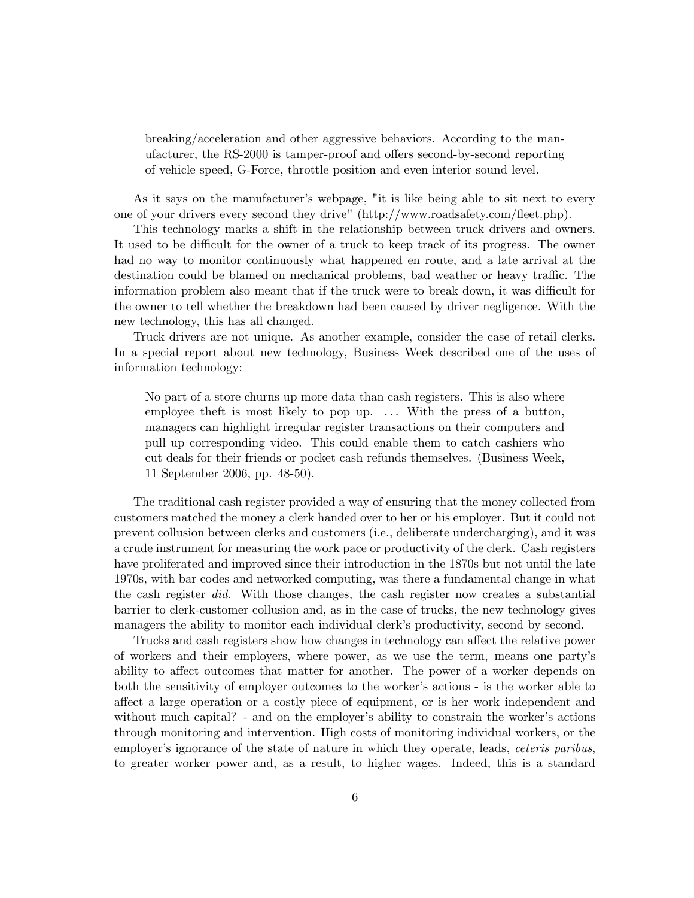> breaking/acceleration and other aggressive behaviors. According to the manufacturer, the RS-2000 is tamper-proof and offers second-by-second reporting of vehicle speed, G-Force, throttle position and even interior sound level.

As it says on the manufacturer's webpage, "it is like being able to sit next to every one of your drivers every second they drive" (http://www.roadsafety.com/fleet.php).

This technology marks a shift in the relationship between truck drivers and owners. It used to be difficult for the owner of a truck to keep track of its progress. The owner had no way to monitor continuously what happened en route, and a late arrival at the destination could be blamed on mechanical problems, bad weather or heavy traffic. The information problem also meant that if the truck were to break down, it was difficult for the owner to tell whether the breakdown had been caused by driver negligence. With the new technology, this has all changed.

Truck drivers are not unique. As another example, consider the case of retail clerks. In a special report about new technology, Business Week described one of the uses of information technology:

> No part of a store churns up more data than cash registers. This is also where employee theft is most likely to pop up. ... With the press of a button, managers can highlight irregular register transactions on their computers and pull up corresponding video. This could enable them to catch cashiers who cut deals for their friends or pocket cash refunds themselves. (Business Week, 11 September 2006, pp. 48-50).

The traditional cash register provided a way of ensuring that the money collected from customers matched the money a clerk handed over to her or his employer. But it could not prevent collusion between clerks and customers (i.e., deliberate undercharging), and it was a crude instrument for measuring the work pace or productivity of the clerk. Cash registers have proliferated and improved since their introduction in the 1870s but not until the late 1970s, with bar codes and networked computing, was there a fundamental change in what the cash register *did*. With those changes, the cash register now creates a substantial barrier to clerk-customer collusion and, as in the case of trucks, the new technology gives managers the ability to monitor each individual clerk's productivity, second by second.

Trucks and cash registers show how changes in technology can affect the relative power of workers and their employers, where power, as we use the term, means one party's ability to affect outcomes that matter for another. The power of a worker depends on both the sensitivity of employer outcomes to the worker's actions - is the worker able to affect a large operation or a costly piece of equipment, or is her work independent and without much capital? - and on the employer's ability to constrain the worker's actions through monitoring and intervention. High costs of monitoring individual workers, or the employer's ignorance of the state of nature in which they operate, leads, *ceteris paribus*, to greater worker power and, as a result, to higher wages. Indeed, this is a standard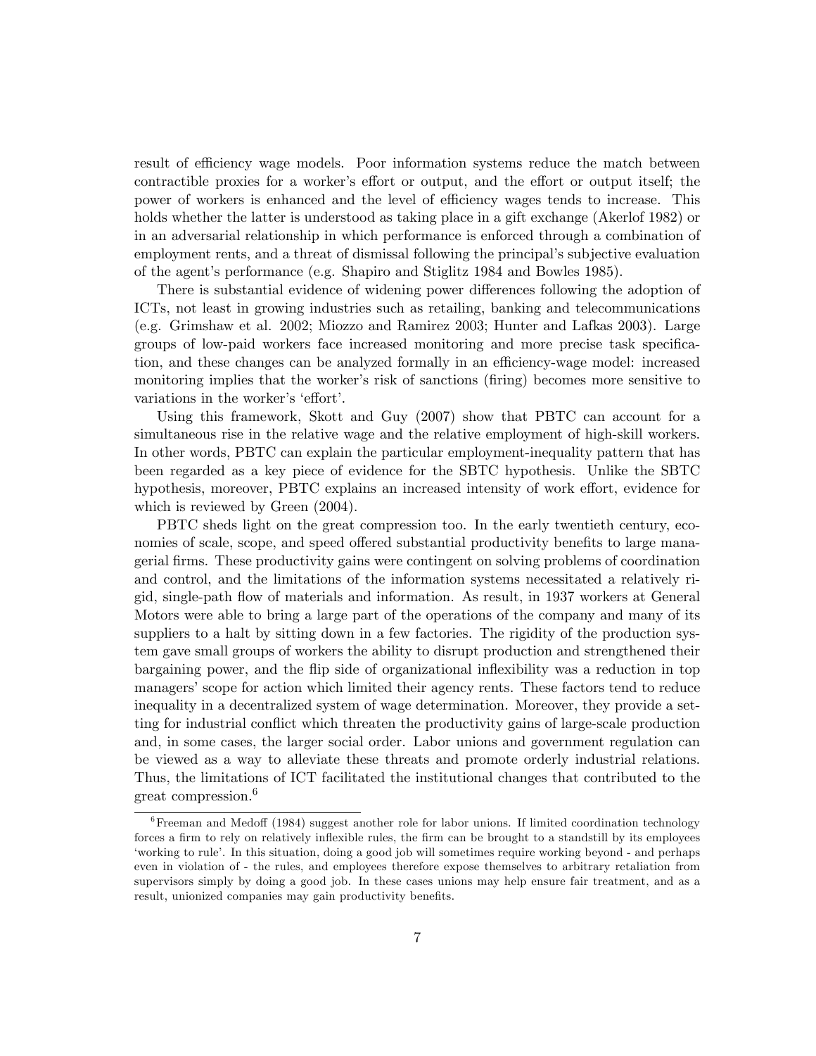result of efficiency wage models. Poor information systems reduce the match between contractible proxies for a worker's effort or output, and the effort or output itself; the power of workers is enhanced and the level of efficiency wages tends to increase. This holds whether the latter is understood as taking place in a gift exchange (Akerlof 1982) or in an adversarial relationship in which performance is enforced through a combination of employment rents, and a threat of dismissal following the principal's subjective evaluation of the agent's performance (e.g. Shapiro and Stiglitz 1984 and Bowles 1985).

There is substantial evidence of widening power differences following the adoption of ICTs, not least in growing industries such as retailing, banking and telecommunications (e.g. Grimshaw et al. 2002; Miozzo and Ramirez 2003; Hunter and Lafkas 2003). Large groups of low-paid workers face increased monitoring and more precise task specification, and these changes can be analyzed formally in an efficiency-wage model: increased monitoring implies that the worker's risk of sanctions (firing) becomes more sensitive to variations in the worker's 'effort'.

Using this framework, Skott and Guy (2007) show that PBTC can account for a simultaneous rise in the relative wage and the relative employment of high-skill workers. In other words, PBTC can explain the particular employment-inequality pattern that has been regarded as a key piece of evidence for the SBTC hypothesis. Unlike the SBTC hypothesis, moreover, PBTC explains an increased intensity of work effort, evidence for which is reviewed by Green (2004).

PBTC sheds light on the great compression too. In the early twentieth century, economies of scale, scope, and speed offered substantial productivity benefits to large managerial firms. These productivity gains were contingent on solving problems of coordination and control, and the limitations of the information systems necessitated a relatively rigid, single-path flow of materials and information. As result, in 1937 workers at General Motors were able to bring a large part of the operations of the company and many of its suppliers to a halt by sitting down in a few factories. The rigidity of the production system gave small groups of workers the ability to disrupt production and strengthened their bargaining power, and the flip side of organizational inflexibility was a reduction in top managers' scope for action which limited their agency rents. These factors tend to reduce inequality in a decentralized system of wage determination. Moreover, they provide a setting for industrial conflict which threaten the productivity gains of large-scale production and, in some cases, the larger social order. Labor unions and government regulation can be viewed as a way to alleviate these threats and promote orderly industrial relations. Thus, the limitations of ICT facilitated the institutional changes that contributed to the great compression.[6]

[6] Freeman and Medoff (1984) suggest another role for labor unions. If limited coordination technology forces a firm to rely on relatively inflexible rules, the firm can be brought to a standstill by its employees 'working to rule'. In this situation, doing a good job will sometimes require working beyond - and perhaps even in violation of - the rules, and employees therefore expose themselves to arbitrary retaliation from supervisors simply by doing a good job. In these cases unions may help ensure fair treatment, and as a result, unionized companies may gain productivity benefits.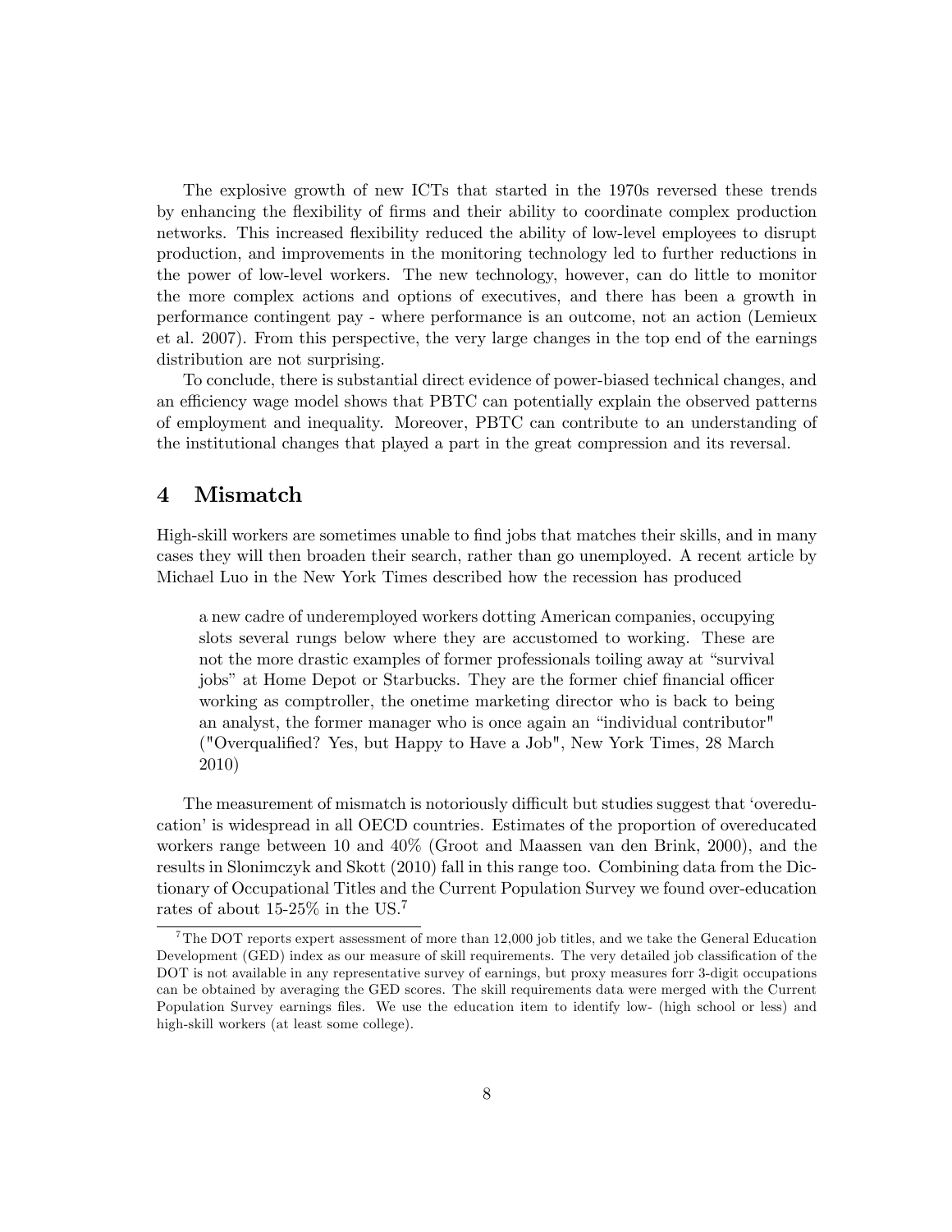The explosive growth of new ICTs that started in the 1970s reversed these trends by enhancing the flexibility of firms and their ability to coordinate complex production networks. This increased flexibility reduced the ability of low-level employees to disrupt production, and improvements in the monitoring technology led to further reductions in the power of low-level workers. The new technology, however, can do little to monitor the more complex actions and options of executives, and there has been a growth in performance contingent pay - where performance is an outcome, not an action (Lemieux et al. 2007). From this perspective, the very large changes in the top end of the earnings distribution are not surprising.

To conclude, there is substantial direct evidence of power-biased technical changes, and an efficiency wage model shows that PBTC can potentially explain the observed patterns of employment and inequality. Moreover, PBTC can contribute to an understanding of the institutional changes that played a part in the great compression and its reversal.

## 4 Mismatch

High-skill workers are sometimes unable to find jobs that matches their skills, and in many cases they will then broaden their search, rather than go unemployed. A recent article by Michael Luo in the New York Times described how the recession has produced

> a new cadre of underemployed workers dotting American companies, occupying slots several rungs below where they are accustomed to working. These are not the more drastic examples of former professionals toiling away at "survival jobs" at Home Depot or Starbucks. They are the former chief financial officer working as comptroller, the onetime marketing director who is back to being an analyst, the former manager who is once again an "individual contributor" ("Overqualified? Yes, but Happy to Have a Job", New York Times, 28 March 2010)

The measurement of mismatch is notoriously difficult but studies suggest that 'overeducation' is widespread in all OECD countries. Estimates of the proportion of overeducated workers range between 10 and 40% (Groot and Maassen van den Brink, 2000), and the results in Slonimczyk and Skott (2010) fall in this range too. Combining data from the Dictionary of Occupational Titles and the Current Population Survey we found over-education rates of about 15-25% in the US.[7]

[7] The DOT reports expert assessment of more than 12,000 job titles, and we take the General Education Development (GED) index as our measure of skill requirements. The very detailed job classification of the DOT is not available in any representative survey of earnings, but proxy measures forr 3-digit occupations can be obtained by averaging the GED scores. The skill requirements data were merged with the Current Population Survey earnings files. We use the education item to identify low- (high school or less) and high-skill workers (at least some college).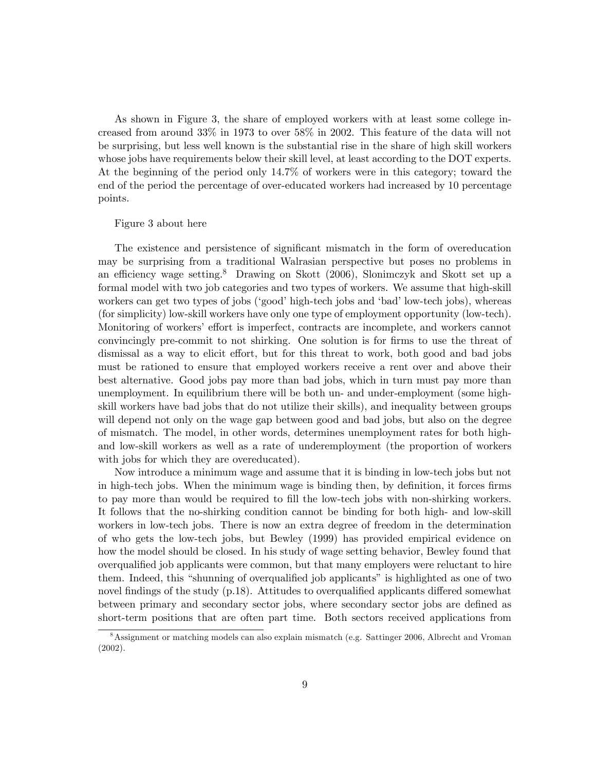As shown in Figure 3, the share of employed workers with at least some college increased from around 33% in 1973 to over 58% in 2002. This feature of the data will not be surprising, but less well known is the substantial rise in the share of high skill workers whose jobs have requirements below their skill level, at least according to the DOT experts. At the beginning of the period only 14.7% of workers were in this category; toward the end of the period the percentage of over-educated workers had increased by 10 percentage points.

Figure 3 about here

The existence and persistence of significant mismatch in the form of overeducation may be surprising from a traditional Walrasian perspective but poses no problems in an efficiency wage setting.[8] Drawing on Skott (2006), Slonimczyk and Skott set up a formal model with two job categories and two types of workers. We assume that high-skill workers can get two types of jobs ('good' high-tech jobs and 'bad' low-tech jobs), whereas (for simplicity) low-skill workers have only one type of employment opportunity (low-tech). Monitoring of workers' effort is imperfect, contracts are incomplete, and workers cannot convincingly pre-commit to not shirking. One solution is for firms to use the threat of dismissal as a way to elicit effort, but for this threat to work, both good and bad jobs must be rationed to ensure that employed workers receive a rent over and above their best alternative. Good jobs pay more than bad jobs, which in turn must pay more than unemployment. In equilibrium there will be both un- and under-employment (some high-skill workers have bad jobs that do not utilize their skills), and inequality between groups will depend not only on the wage gap between good and bad jobs, but also on the degree of mismatch. The model, in other words, determines unemployment rates for both high- and low-skill workers as well as a rate of underemployment (the proportion of workers with jobs for which they are overeducated).

Now introduce a minimum wage and assume that it is binding in low-tech jobs but not in high-tech jobs. When the minimum wage is binding then, by definition, it forces firms to pay more than would be required to fill the low-tech jobs with non-shirking workers. It follows that the no-shirking condition cannot be binding for both high- and low-skill workers in low-tech jobs. There is now an extra degree of freedom in the determination of who gets the low-tech jobs, but Bewley (1999) has provided empirical evidence on how the model should be closed. In his study of wage setting behavior, Bewley found that overqualified job applicants were common, but that many employers were reluctant to hire them. Indeed, this "shunning of overqualified job applicants" is highlighted as one of two novel findings of the study (p.18). Attitudes to overqualified applicants differed somewhat between primary and secondary sector jobs, where secondary sector jobs are defined as short-term positions that are often part time. Both sectors received applications from

[8] Assignment or matching models can also explain mismatch (e.g. Sattinger 2006, Albrecht and Vroman (2002).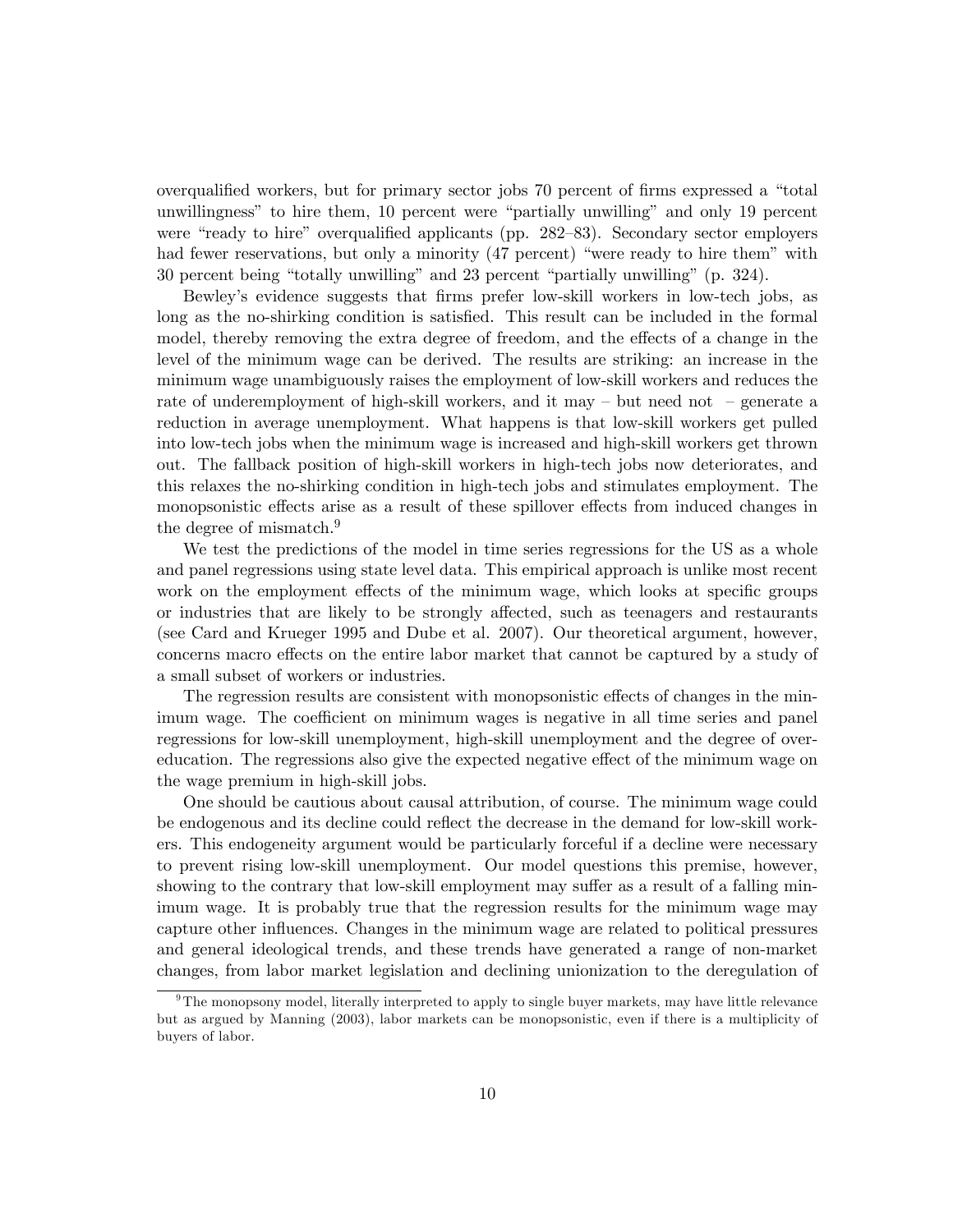overqualified workers, but for primary sector jobs 70 percent of firms expressed a "total unwillingness" to hire them, 10 percent were "partially unwilling" and only 19 percent were "ready to hire" overqualified applicants (pp. 282–83). Secondary sector employers had fewer reservations, but only a minority (47 percent) "were ready to hire them" with 30 percent being "totally unwilling" and 23 percent "partially unwilling" (p. 324).

Bewley's evidence suggests that firms prefer low-skill workers in low-tech jobs, as long as the no-shirking condition is satisfied. This result can be included in the formal model, thereby removing the extra degree of freedom, and the effects of a change in the level of the minimum wage can be derived. The results are striking: an increase in the minimum wage unambiguously raises the employment of low-skill workers and reduces the rate of underemployment of high-skill workers, and it may – but need not – generate a reduction in average unemployment. What happens is that low-skill workers get pulled into low-tech jobs when the minimum wage is increased and high-skill workers get thrown out. The fallback position of high-skill workers in high-tech jobs now deteriorates, and this relaxes the no-shirking condition in high-tech jobs and stimulates employment. The monopsonistic effects arise as a result of these spillover effects from induced changes in the degree of mismatch.[9]

We test the predictions of the model in time series regressions for the US as a whole and panel regressions using state level data. This empirical approach is unlike most recent work on the employment effects of the minimum wage, which looks at specific groups or industries that are likely to be strongly affected, such as teenagers and restaurants (see Card and Krueger 1995 and Dube et al. 2007). Our theoretical argument, however, concerns macro effects on the entire labor market that cannot be captured by a study of a small subset of workers or industries.

The regression results are consistent with monopsonistic effects of changes in the minimum wage. The coefficient on minimum wages is negative in all time series and panel regressions for low-skill unemployment, high-skill unemployment and the degree of over-education. The regressions also give the expected negative effect of the minimum wage on the wage premium in high-skill jobs.

One should be cautious about causal attribution, of course. The minimum wage could be endogenous and its decline could reflect the decrease in the demand for low-skill workers. This endogeneity argument would be particularly forceful if a decline were necessary to prevent rising low-skill unemployment. Our model questions this premise, however, showing to the contrary that low-skill employment may suffer as a result of a falling minimum wage. It is probably true that the regression results for the minimum wage may capture other influences. Changes in the minimum wage are related to political pressures and general ideological trends, and these trends have generated a range of non-market changes, from labor market legislation and declining unionization to the deregulation of

[9] The monopsony model, literally interpreted to apply to single buyer markets, may have little relevance but as argued by Manning (2003), labor markets can be monopsonistic, even if there is a multiplicity of buyers of labor.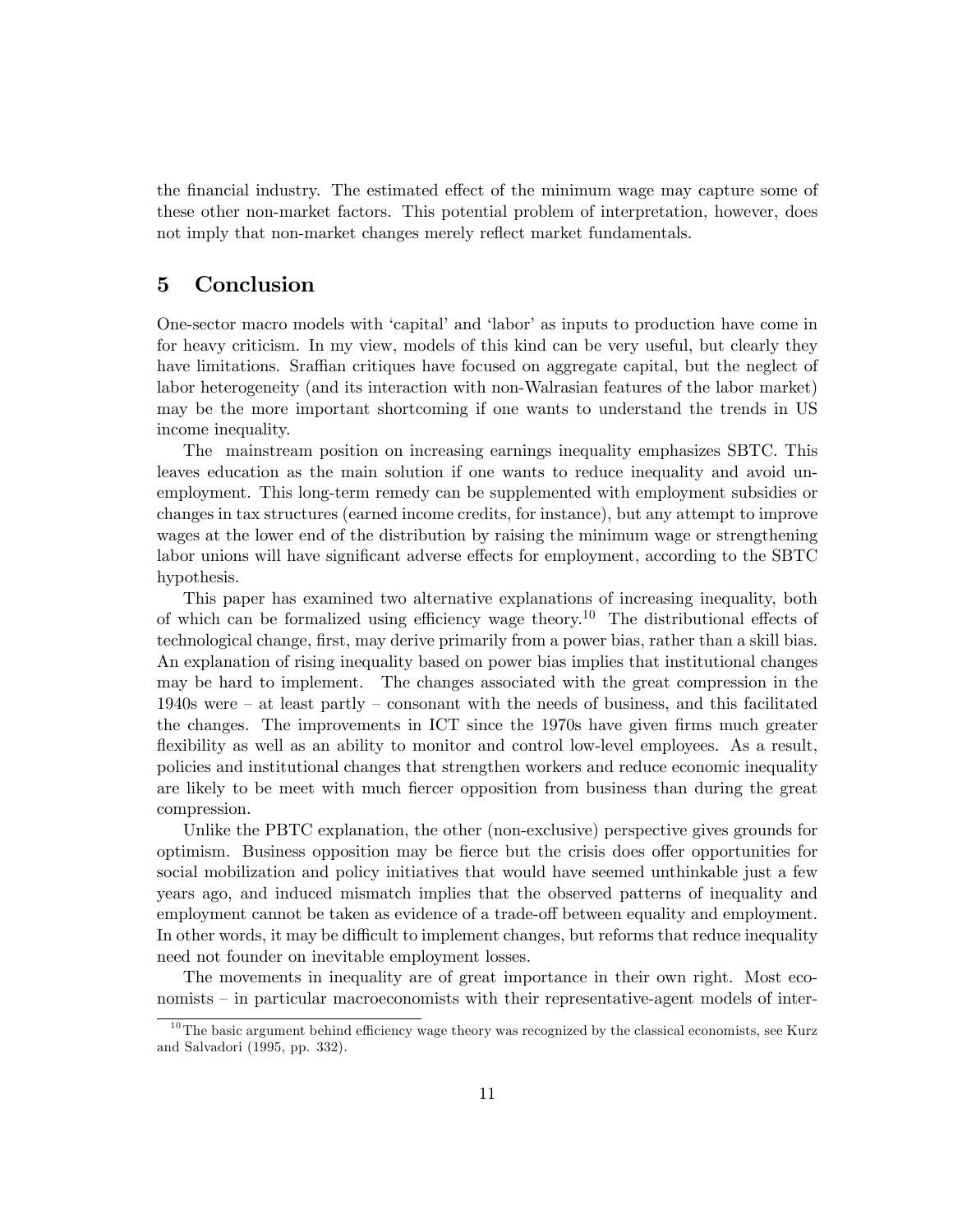the financial industry. The estimated effect of the minimum wage may capture some of these other non-market factors. This potential problem of interpretation, however, does not imply that non-market changes merely reflect market fundamentals.

## 5 Conclusion

One-sector macro models with 'capital' and 'labor' as inputs to production have come in for heavy criticism. In my view, models of this kind can be very useful, but clearly they have limitations. Sraffian critiques have focused on aggregate capital, but the neglect of labor heterogeneity (and its interaction with non-Walrasian features of the labor market) may be the more important shortcoming if one wants to understand the trends in US income inequality.

The mainstream position on increasing earnings inequality emphasizes SBTC. This leaves education as the main solution if one wants to reduce inequality and avoid unemployment. This long-term remedy can be supplemented with employment subsidies or changes in tax structures (earned income credits, for instance), but any attempt to improve wages at the lower end of the distribution by raising the minimum wage or strengthening labor unions will have significant adverse effects for employment, according to the SBTC hypothesis.

This paper has examined two alternative explanations of increasing inequality, both of which can be formalized using efficiency wage theory.[10] The distributional effects of technological change, first, may derive primarily from a power bias, rather than a skill bias. An explanation of rising inequality based on power bias implies that institutional changes may be hard to implement. The changes associated with the great compression in the 1940s were – at least partly – consonant with the needs of business, and this facilitated the changes. The improvements in ICT since the 1970s have given firms much greater flexibility as well as an ability to monitor and control low-level employees. As a result, policies and institutional changes that strengthen workers and reduce economic inequality are likely to be meet with much fiercer opposition from business than during the great compression.

Unlike the PBTC explanation, the other (non-exclusive) perspective gives grounds for optimism. Business opposition may be fierce but the crisis does offer opportunities for social mobilization and policy initiatives that would have seemed unthinkable just a few years ago, and induced mismatch implies that the observed patterns of inequality and employment cannot be taken as evidence of a trade-off between equality and employment. In other words, it may be difficult to implement changes, but reforms that reduce inequality need not founder on inevitable employment losses.

The movements in inequality are of great importance in their own right. Most economists – in particular macroeconomists with their representative-agent models of inter-

[10] The basic argument behind efficiency wage theory was recognized by the classical economists, see Kurz and Salvadori (1995, pp. 332).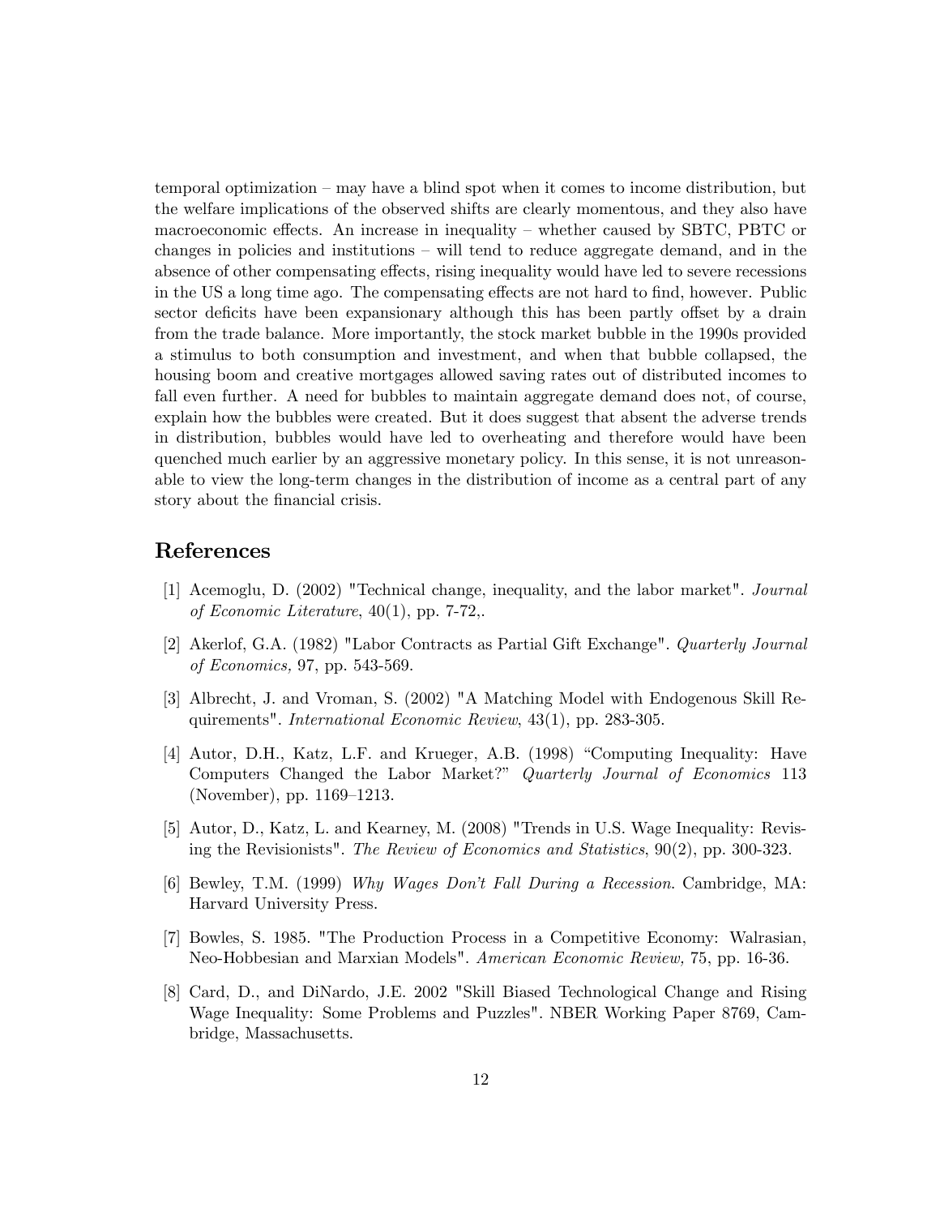temporal optimization – may have a blind spot when it comes to income distribution, but the welfare implications of the observed shifts are clearly momentous, and they also have macroeconomic effects. An increase in inequality – whether caused by SBTC, PBTC or changes in policies and institutions – will tend to reduce aggregate demand, and in the absence of other compensating effects, rising inequality would have led to severe recessions in the US a long time ago. The compensating effects are not hard to find, however. Public sector deficits have been expansionary although this has been partly offset by a drain from the trade balance. More importantly, the stock market bubble in the 1990s provided a stimulus to both consumption and investment, and when that bubble collapsed, the housing boom and creative mortgages allowed saving rates out of distributed incomes to fall even further. A need for bubbles to maintain aggregate demand does not, of course, explain how the bubbles were created. But it does suggest that absent the adverse trends in distribution, bubbles would have led to overheating and therefore would have been quenched much earlier by an aggressive monetary policy. In this sense, it is not unreasonable to view the long-term changes in the distribution of income as a central part of any story about the financial crisis.

## References

[1] Acemoglu, D. (2002) "Technical change, inequality, and the labor market". *Journal of Economic Literature*, 40(1), pp. 7-72,.

[2] Akerlof, G.A. (1982) "Labor Contracts as Partial Gift Exchange". *Quarterly Journal of Economics,* 97, pp. 543-569.

[3] Albrecht, J. and Vroman, S. (2002) "A Matching Model with Endogenous Skill Requirements". *International Economic Review*, 43(1), pp. 283-305.

[4] Autor, D.H., Katz, L.F. and Krueger, A.B. (1998) "Computing Inequality: Have Computers Changed the Labor Market?" *Quarterly Journal of Economics* 113 (November), pp. 1169–1213.

[5] Autor, D., Katz, L. and Kearney, M. (2008) "Trends in U.S. Wage Inequality: Revising the Revisionists". *The Review of Economics and Statistics*, 90(2), pp. 300-323.

[6] Bewley, T.M. (1999) *Why Wages Don't Fall During a Recession*. Cambridge, MA: Harvard University Press.

[7] Bowles, S. 1985. "The Production Process in a Competitive Economy: Walrasian, Neo-Hobbesian and Marxian Models". *American Economic Review,* 75, pp. 16-36.

[8] Card, D., and DiNardo, J.E. 2002 "Skill Biased Technological Change and Rising Wage Inequality: Some Problems and Puzzles". NBER Working Paper 8769, Cambridge, Massachusetts.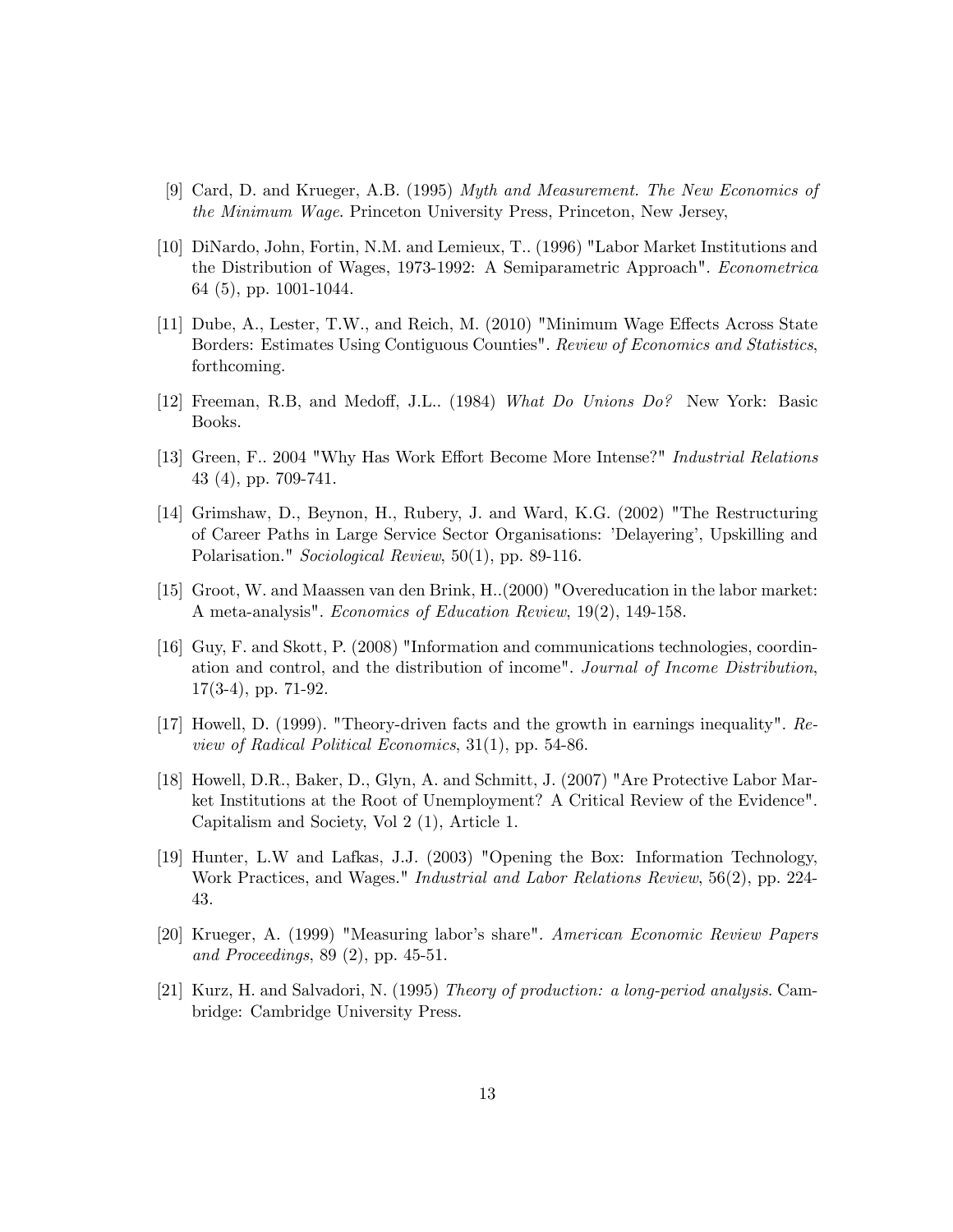[9] Card, D. and Krueger, A.B. (1995) *Myth and Measurement. The New Economics of the Minimum Wage*. Princeton University Press, Princeton, New Jersey,

[10] DiNardo, John, Fortin, N.M. and Lemieux, T.. (1996) "Labor Market Institutions and the Distribution of Wages, 1973-1992: A Semiparametric Approach". *Econometrica* 64 (5), pp. 1001-1044.

[11] Dube, A., Lester, T.W., and Reich, M. (2010) "Minimum Wage Effects Across State Borders: Estimates Using Contiguous Counties". *Review of Economics and Statistics*, forthcoming.

[12] Freeman, R.B, and Medoff, J.L.. (1984) *What Do Unions Do?* New York: Basic Books.

[13] Green, F.. 2004 "Why Has Work Effort Become More Intense?" *Industrial Relations* 43 (4), pp. 709-741.

[14] Grimshaw, D., Beynon, H., Rubery, J. and Ward, K.G. (2002) "The Restructuring of Career Paths in Large Service Sector Organisations: 'Delayering', Upskilling and Polarisation." *Sociological Review*, 50(1), pp. 89-116.

[15] Groot, W. and Maassen van den Brink, H..(2000) "Overeducation in the labor market: A meta-analysis". *Economics of Education Review*, 19(2), 149-158.

[16] Guy, F. and Skott, P. (2008) "Information and communications technologies, coordination and control, and the distribution of income". *Journal of Income Distribution*, 17(3-4), pp. 71-92.

[17] Howell, D. (1999). "Theory-driven facts and the growth in earnings inequality". *Review of Radical Political Economics*, 31(1), pp. 54-86.

[18] Howell, D.R., Baker, D., Glyn, A. and Schmitt, J. (2007) "Are Protective Labor Market Institutions at the Root of Unemployment? A Critical Review of the Evidence". Capitalism and Society, Vol 2 (1), Article 1.

[19] Hunter, L.W and Lafkas, J.J. (2003) "Opening the Box: Information Technology, Work Practices, and Wages." *Industrial and Labor Relations Review*, 56(2), pp. 224-43.

[20] Krueger, A. (1999) "Measuring labor's share". *American Economic Review Papers and Proceedings*, 89 (2), pp. 45-51.

[21] Kurz, H. and Salvadori, N. (1995) *Theory of production: a long-period analysis*. Cambridge: Cambridge University Press.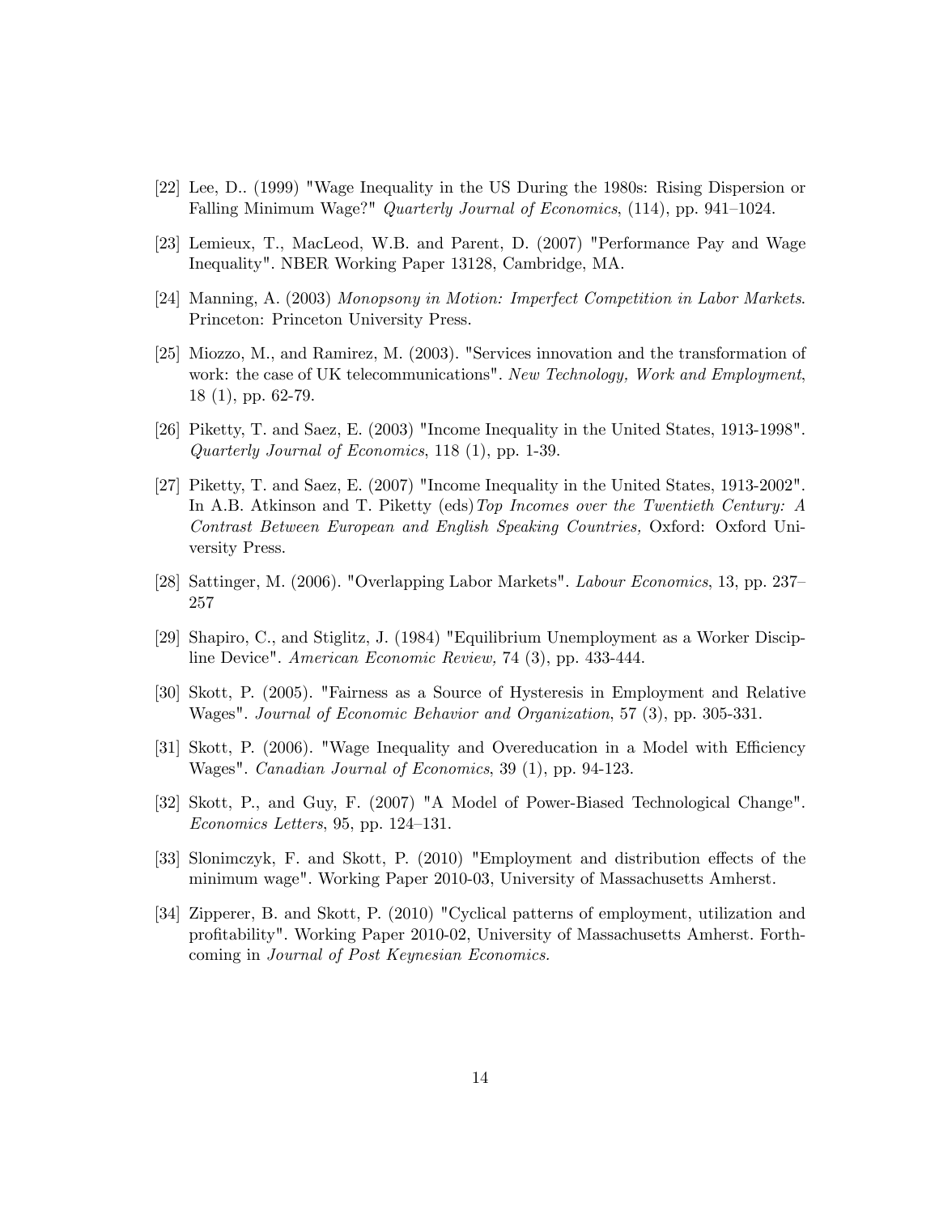[22] Lee, D.. (1999) "Wage Inequality in the US During the 1980s: Rising Dispersion or Falling Minimum Wage?" *Quarterly Journal of Economics*, (114), pp. 941–1024.

[23] Lemieux, T., MacLeod, W.B. and Parent, D. (2007) "Performance Pay and Wage Inequality". NBER Working Paper 13128, Cambridge, MA.

[24] Manning, A. (2003) *Monopsony in Motion: Imperfect Competition in Labor Markets*. Princeton: Princeton University Press.

[25] Miozzo, M., and Ramirez, M. (2003). "Services innovation and the transformation of work: the case of UK telecommunications". *New Technology, Work and Employment*, 18 (1), pp. 62-79.

[26] Piketty, T. and Saez, E. (2003) "Income Inequality in the United States, 1913-1998". *Quarterly Journal of Economics*, 118 (1), pp. 1-39.

[27] Piketty, T. and Saez, E. (2007) "Income Inequality in the United States, 1913-2002". In A.B. Atkinson and T. Piketty (eds) *Top Incomes over the Twentieth Century: A Contrast Between European and English Speaking Countries,* Oxford: Oxford University Press.

[28] Sattinger, M. (2006). "Overlapping Labor Markets". *Labour Economics*, 13, pp. 237–257

[29] Shapiro, C., and Stiglitz, J. (1984) "Equilibrium Unemployment as a Worker Discipline Device". *American Economic Review,* 74 (3), pp. 433-444.

[30] Skott, P. (2005). "Fairness as a Source of Hysteresis in Employment and Relative Wages". *Journal of Economic Behavior and Organization*, 57 (3), pp. 305-331.

[31] Skott, P. (2006). "Wage Inequality and Overeducation in a Model with Efficiency Wages". *Canadian Journal of Economics*, 39 (1), pp. 94-123.

[32] Skott, P., and Guy, F. (2007) "A Model of Power-Biased Technological Change". *Economics Letters*, 95, pp. 124–131.

[33] Slonimczyk, F. and Skott, P. (2010) "Employment and distribution effects of the minimum wage". Working Paper 2010-03, University of Massachusetts Amherst.

[34] Zipperer, B. and Skott, P. (2010) "Cyclical patterns of employment, utilization and profitability". Working Paper 2010-02, University of Massachusetts Amherst. Forthcoming in *Journal of Post Keynesian Economics.*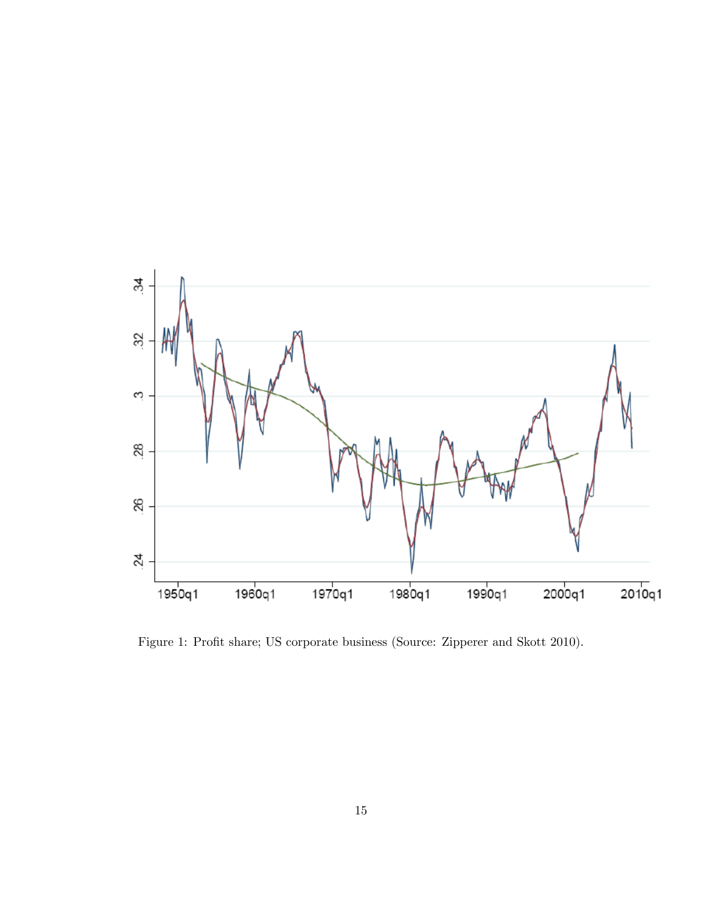Figure 1: Profit share; US corporate business (Source: Zipperer and Skott 2010).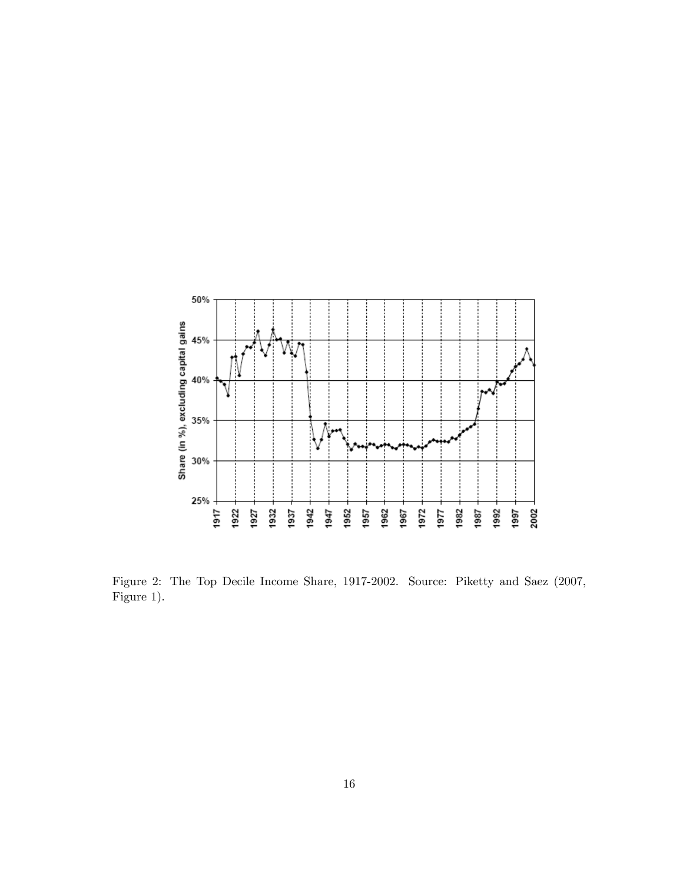Figure 2: The Top Decile Income Share, 1917-2002. Source: Piketty and Saez (2007, Figure 1).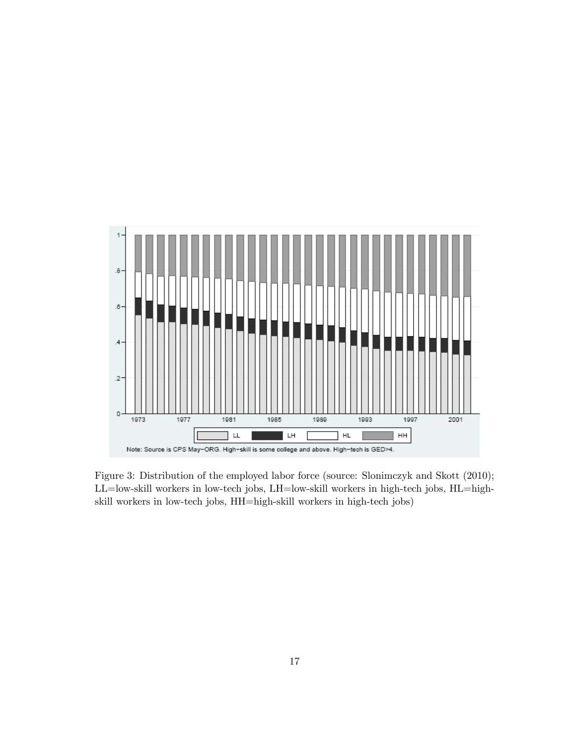1

.8

.6

.4

.2

0

1973 1977 1981 1985 1989 1993 1997 2001

LL LH HL HH

Note: Source is CPS May−ORG. High−skill is some college and above. High−tech is GED>4.

Figure 3: Distribution of the employed labor force (source: Slonimczyk and Skott (2010); LL=low-skill workers in low-tech jobs, LH=low-skill workers in high-tech jobs, HL=high-skill workers in low-tech jobs, HH=high-skill workers in high-tech jobs)